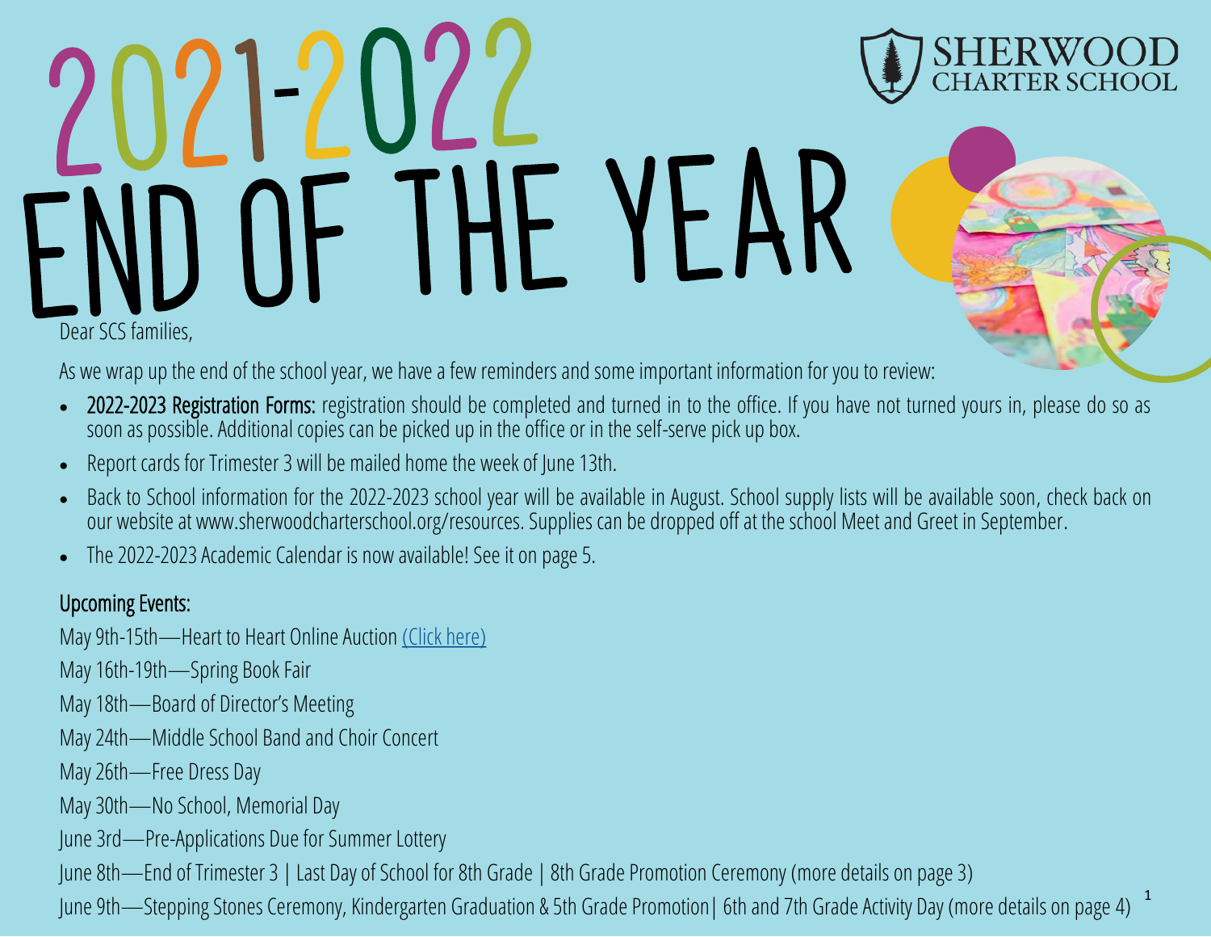# 2021-2022 END OF THE YEAR

SHERWOOD CHARTER SCHOOL

Dear SCS families,

As we wrap up the end of the school year, we have a few reminders and some important information for you to review:

- **2022-2023 Registration Forms:** registration should be completed and turned in to the office. If you have not turned yours in, please do so as soon as possible. Additional copies can be picked up in the office or in the self-serve pick up box.
- Report cards for Trimester 3 will be mailed home the week of June 13th.
- Back to School information for the 2022-2023 school year will be available in August. School supply lists will be available soon, check back on our website at www.sherwoodcharterschool.org/resources. Supplies can be dropped off at the school Meet and Greet in September.
- The 2022-2023 Academic Calendar is now available! See it on page 5.

## Upcoming Events:

May 9th-15th—Heart to Heart Online Auction (Click here)

May 16th-19th—Spring Book Fair

May 18th—Board of Director's Meeting

May 24th—Middle School Band and Choir Concert

May 26th—Free Dress Day

May 30th—No School, Memorial Day

June 3rd—Pre-Applications Due for Summer Lottery

June 8th—End of Trimester 3 | Last Day of School for 8th Grade | 8th Grade Promotion Ceremony (more details on page 3)

June 9th—Stepping Stones Ceremony, Kindergarten Graduation & 5th Grade Promotion| 6th and 7th Grade Activity Day (more details on page 4)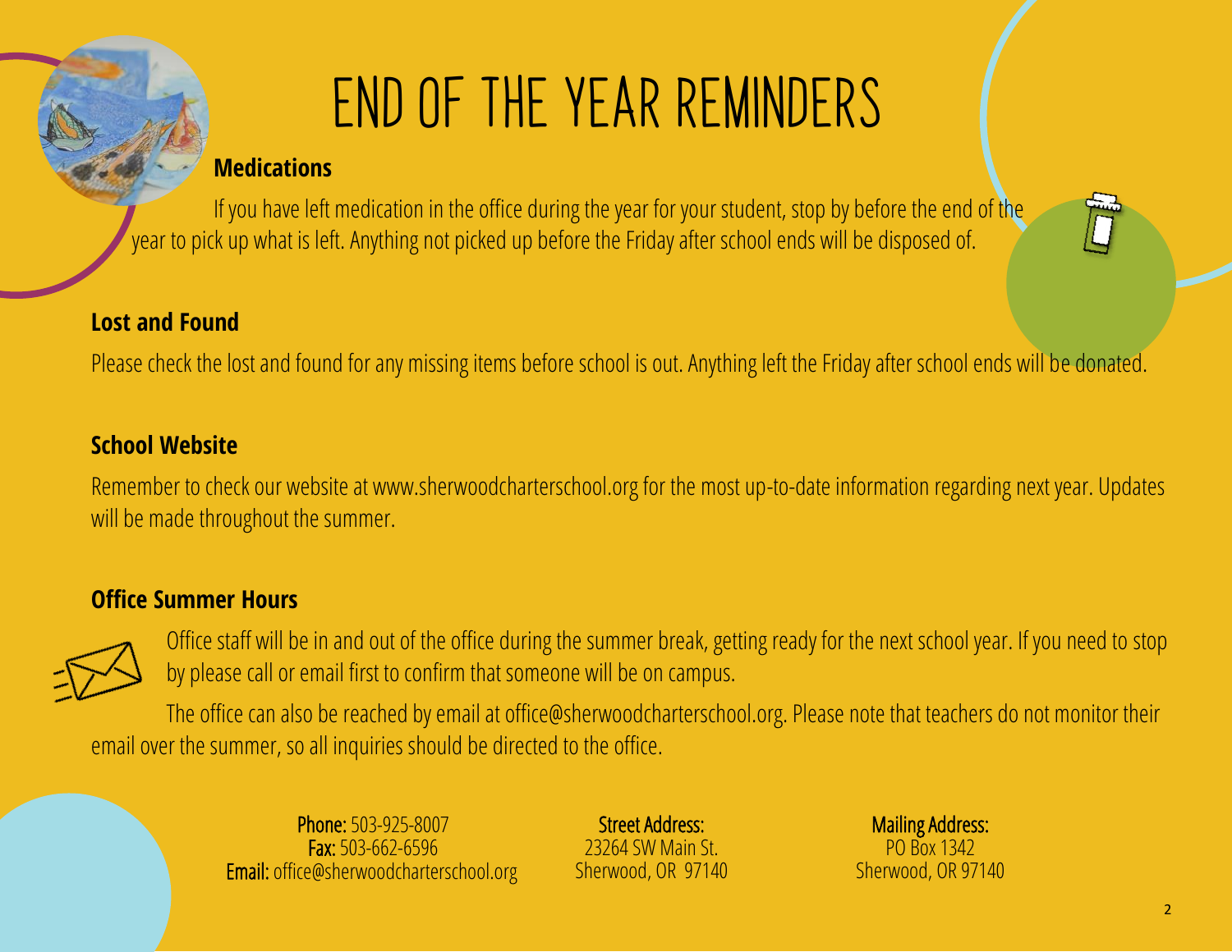# END OF THE YEAR REMINDERS

**Medications**

If you have left medication in the office during the year for your student, stop by before the end of the year to pick up what is left. Anything not picked up before the Friday after school ends will be disposed of.

**Lost and Found**

Please check the lost and found for any missing items before school is out. Anything left the Friday after school ends will be donated.

**School Website**

Remember to check our website at www.sherwoodcharterschool.org for the most up-to-date information regarding next year. Updates will be made throughout the summer.

**Office Summer Hours**

Office staff will be in and out of the office during the summer break, getting ready for the next school year. If you need to stop by please call or email first to confirm that someone will be on campus.

The office can also be reached by email at office@sherwoodcharterschool.org. Please note that teachers do not monitor their email over the summer, so all inquiries should be directed to the office.

**Phone:** 503-925-8007
**Fax:** 503-662-6596
**Email:** office@sherwoodcharterschool.org

**Street Address:**
23264 SW Main St.
Sherwood, OR 97140

**Mailing Address:**
PO Box 1342
Sherwood, OR 97140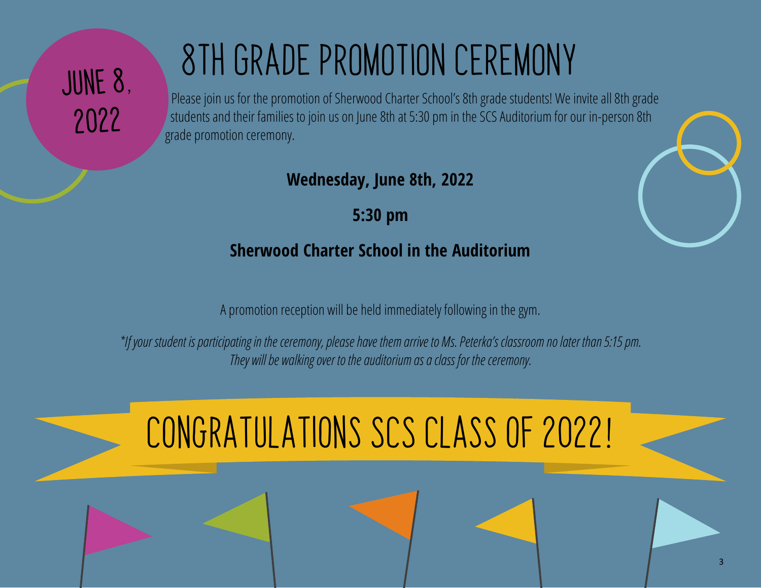JUNE 8, 2022

# 8TH GRADE PROMOTION CEREMONY

Please join us for the promotion of Sherwood Charter School's 8th grade students! We invite all 8th grade students and their families to join us on June 8th at 5:30 pm in the SCS Auditorium for our in-person 8th grade promotion ceremony.

**Wednesday, June 8th, 2022**

**5:30 pm**

**Sherwood Charter School in the Auditorium**

A promotion reception will be held immediately following in the gym.

*\*If your student is participating in the ceremony, please have them arrive to Ms. Peterka's classroom no later than 5:15 pm. They will be walking over to the auditorium as a class for the ceremony.*

## CONGRATULATIONS SCS CLASS OF 2022!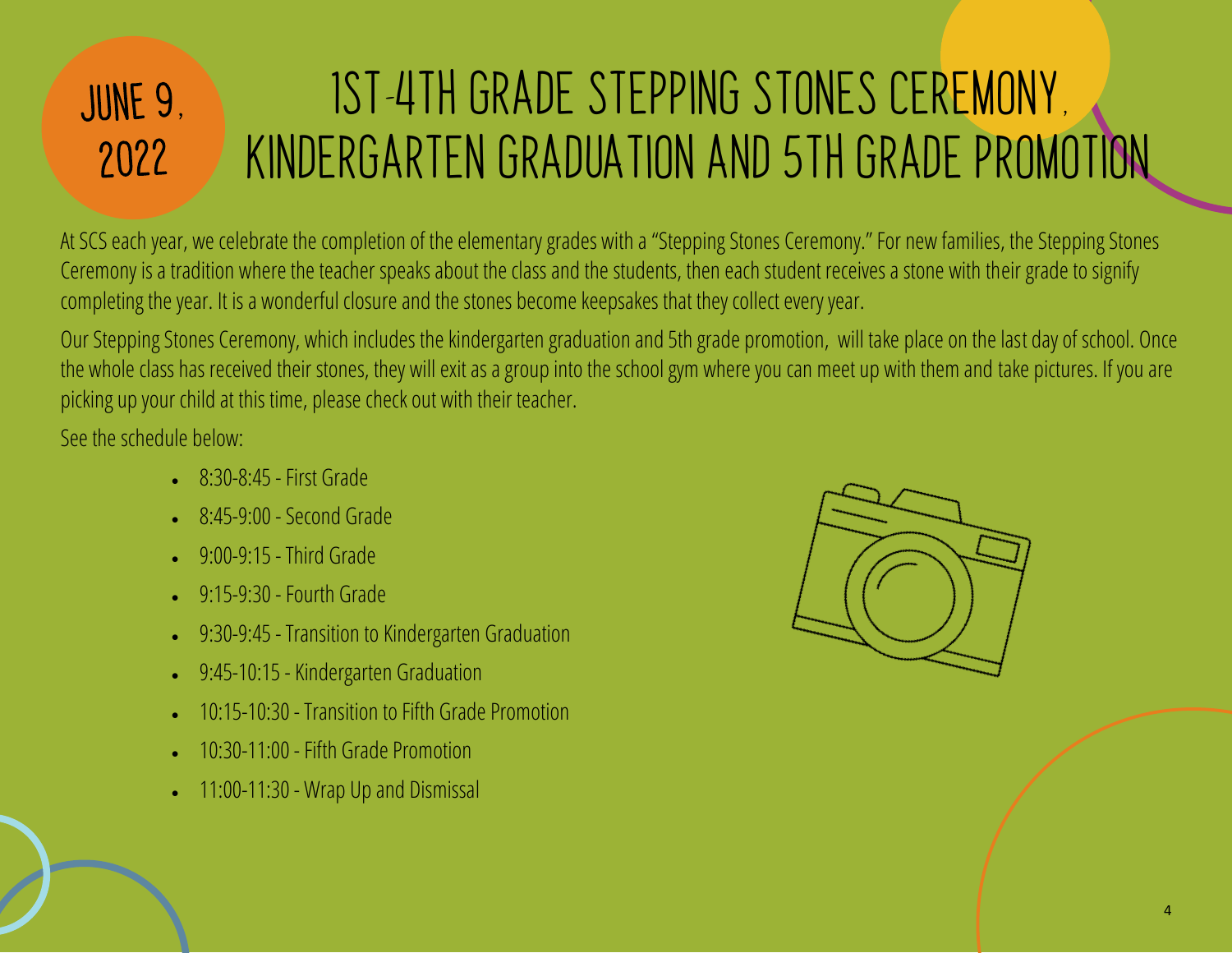# June 9, 2022

# 1st-4th Grade Stepping Stones Ceremony, Kindergarten Graduation and 5th Grade Promotion

At SCS each year, we celebrate the completion of the elementary grades with a "Stepping Stones Ceremony." For new families, the Stepping Stones Ceremony is a tradition where the teacher speaks about the class and the students, then each student receives a stone with their grade to signify completing the year. It is a wonderful closure and the stones become keepsakes that they collect every year.

Our Stepping Stones Ceremony, which includes the kindergarten graduation and 5th grade promotion, will take place on the last day of school. Once the whole class has received their stones, they will exit as a group into the school gym where you can meet up with them and take pictures. If you are picking up your child at this time, please check out with their teacher.

See the schedule below:

- 8:30-8:45 - First Grade
- 8:45-9:00 - Second Grade
- 9:00-9:15 - Third Grade
- 9:15-9:30 - Fourth Grade
- 9:30-9:45 - Transition to Kindergarten Graduation
- 9:45-10:15 - Kindergarten Graduation
- 10:15-10:30 - Transition to Fifth Grade Promotion
- 10:30-11:00 - Fifth Grade Promotion
- 11:00-11:30 - Wrap Up and Dismissal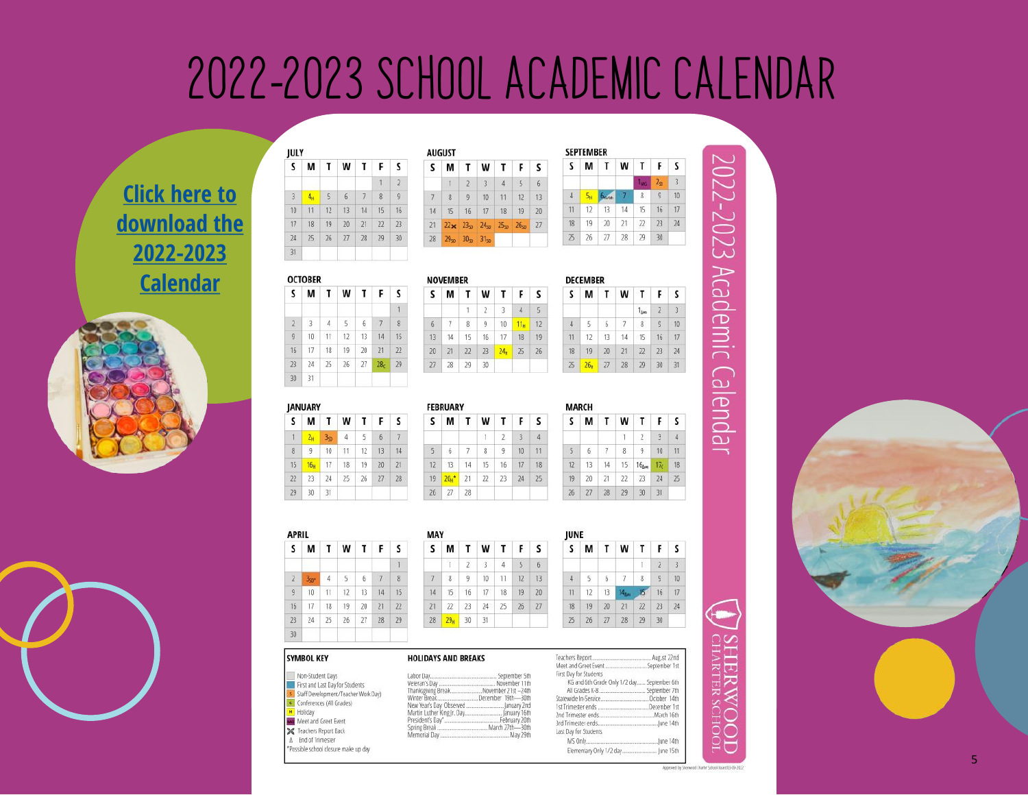# 2022-2023 SCHOOL ACADEMIC CALENDAR

**Click here to download the 2022-2023 Calendar**

## 2022-2023 Academic Calendar

SHERWOOD CHARTER SCHOOL

**JULY**

| S | M | T | W | T | F | S |
|---|---|---|---|---|---|---|
| | | | | | 1 | 2 |
| 3 | 4 H | 5 | 6 | 7 | 8 | 9 |
| 10 | 11 | 12 | 13 | 14 | 15 | 16 |
| 17 | 18 | 19 | 20 | 21 | 22 | 23 |
| 24 | 25 | 26 | 27 | 28 | 29 | 30 |
| 31 | | | | | | |

**AUGUST**

| S | M | T | W | T | F | S |
|---|---|---|---|---|---|---|
| | 1 | 2 | 3 | 4 | 5 | 6 |
| 7 | 8 | 9 | 10 | 11 | 12 | 13 |
| 14 | 15 | 16 | 17 | 18 | 19 | 20 |
| 21 | 22 ✕ | 23 SD | 24 SD | 25 SD | 26 SD | 27 |
| 28 | 29 SD | 30 SD | 31 SD | | | |

**SEPTEMBER**

| S | M | T | W | T | F | S |
|---|---|---|---|---|---|---|
| | | | | 1 MG | 2 SD | 3 |
| 4 | 5 H | 6 | 7 | 8 | 9 | 10 |
| 11 | 12 | 13 | 14 | 15 | 16 | 17 |
| 18 | 19 | 20 | 21 | 22 | 23 | 24 |
| 25 | 26 | 27 | 28 | 29 | 30 | |

**OCTOBER**

| S | M | T | W | T | F | S |
|---|---|---|---|---|---|---|
| | | | | | | 1 |
| 2 | 3 | 4 | 5 | 6 | 7 | 8 |
| 9 | 10 | 11 | 12 | 13 | 14 | 15 |
| 16 | 17 | 18 | 19 | 20 | 21 | 22 |
| 23 | 24 | 25 | 26 | 27 | 28 C | 29 |
| 30 | 31 | | | | | |

**NOVEMBER**

| S | M | T | W | T | F | S |
|---|---|---|---|---|---|---|
| | | 1 | 2 | 3 | 4 | 5 |
| 6 | 7 | 8 | 9 | 10 | 11 H | 12 |
| 13 | 14 | 15 | 16 | 17 | 18 | 19 |
| 20 | 21 | 22 | 23 | 24 H | 25 | 26 |
| 27 | 28 | 29 | 30 | | | |

**DECEMBER**

| S | M | T | W | T | F | S |
|---|---|---|---|---|---|---|
| | | | | 1 | 2 | 3 |
| 4 | 5 | 6 | 7 | 8 | 9 | 10 |
| 11 | 12 | 13 | 14 | 15 | 16 | 17 |
| 18 | 19 | 20 | 21 | 22 | 23 | 24 |
| 25 | 26 H | 27 | 28 | 29 | 30 | 31 |

**JANUARY**

| S | M | T | W | T | F | S |
|---|---|---|---|---|---|---|
| 1 | 2 H | 3 SD | 4 | 5 | 6 | 7 |
| 8 | 9 | 10 | 11 | 12 | 13 | 14 |
| 15 | 16 H | 17 | 18 | 19 | 20 | 21 |
| 22 | 23 | 24 | 25 | 26 | 27 | 28 |
| 29 | 30 | 31 | | | | |

**FEBRUARY**

| S | M | T | W | T | F | S |
|---|---|---|---|---|---|---|
| | | | 1 | 2 | 3 | 4 |
| 5 | 6 | 7 | 8 | 9 | 10 | 11 |
| 12 | 13 | 14 | 15 | 16 | 17 | 18 |
| 19 | 20 H* | 21 | 22 | 23 | 24 | 25 |
| 26 | 27 | 28 | | | | |

**MARCH**

| S | M | T | W | T | F | S |
|---|---|---|---|---|---|---|
| | | | 1 | 2 | 3 | 4 |
| 5 | 6 | 7 | 8 | 9 | 10 | 11 |
| 12 | 13 | 14 | 15 | 16 | 17 C | 18 |
| 19 | 20 | 21 | 22 | 23 | 24 | 25 |
| 26 | 27 | 28 | 29 | 30 | 31 | |

**APRIL**

| S | M | T | W | T | F | S |
|---|---|---|---|---|---|---|
| | | | | | | 1 |
| 2 | 3 SD* | 4 | 5 | 6 | 7 | 8 |
| 9 | 10 | 11 | 12 | 13 | 14 | 15 |
| 16 | 17 | 18 | 19 | 20 | 21 | 22 |
| 23 | 24 | 25 | 26 | 27 | 28 | 29 |
| 30 | | | | | | |

**MAY**

| S | M | T | W | T | F | S |
|---|---|---|---|---|---|---|
| | 1 | 2 | 3 | 4 | 5 | 6 |
| 7 | 8 | 9 | 10 | 11 | 12 | 13 |
| 14 | 15 | 16 | 17 | 18 | 19 | 20 |
| 21 | 22 | 23 | 24 | 25 | 26 | 27 |
| 28 | 29 H | 30 | 31 | | | |

**JUNE**

| S | M | T | W | T | F | S |
|---|---|---|---|---|---|---|
| | | | | 1 | 2 | 3 |
| 4 | 5 | 6 | 7 | 8 | 9 | 10 |
| 11 | 12 | 13 | 14 | 15 | 16 | 17 |
| 18 | 19 | 20 | 21 | 22 | 23 | 24 |
| 25 | 26 | 27 | 28 | 29 | 30 | |

### SYMBOL KEY

- Non-Student Days
- First and Last Day for Students
- S Staff Development/Teacher Work Day
- C Conferences (All Grades)
- H Holiday
- MG Meet and Greet Event
- ✕ Teachers Report Back
- Δ End of Trimester
- *Possible school closure make up day

### HOLIDAYS AND BREAKS

- Labor Day .......... September 5th
- Veteran's Day .......... November 11th
- Thanksgiving Break .......... November 21st—24th
- Winter Break .......... December 19th—30th
- New Year's Day Observed .......... January 2nd
- Martin Luther King Jr. Day .......... January 16th
- President's Day* .......... February 20th
- Spring Break .......... March 27th—30th
- Memorial Day .......... May 29th

- Teachers Report .......... August 22nd
- Meet and Greet Event .......... September 1st
- First Day for Students
  - KG and 6th Grade Only 1/2 day .......... September 6th
  - All Grades K-8 .......... September 7th
- Statewide In-Service .......... October 14th
- 1st Trimester ends .......... December 1st
- 2nd Trimester ends .......... March 16th
- 3rd Trimester ends .......... June 14th
- Last Day for Students
  - MS Only .......... June 14th
  - Elementary Only 1/2 day .......... June 15th

Approved by Sherwood Charter School Board 03-09-2022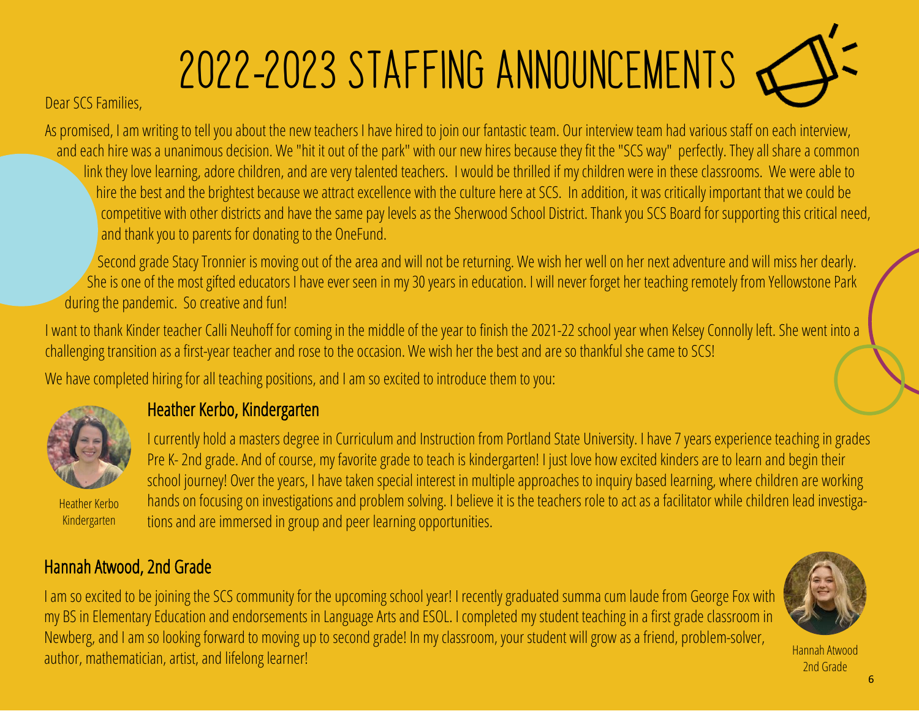# 2022-2023 STAFFING ANNOUNCEMENTS

Dear SCS Families,

As promised, I am writing to tell you about the new teachers I have hired to join our fantastic team. Our interview team had various staff on each interview, and each hire was a unanimous decision. We "hit it out of the park" with our new hires because they fit the "SCS way" perfectly. They all share a common link they love learning, adore children, and are very talented teachers. I would be thrilled if my children were in these classrooms. We were able to hire the best and the brightest because we attract excellence with the culture here at SCS. In addition, it was critically important that we could be competitive with other districts and have the same pay levels as the Sherwood School District. Thank you SCS Board for supporting this critical need, and thank you to parents for donating to the OneFund.

Second grade Stacy Tronnier is moving out of the area and will not be returning. We wish her well on her next adventure and will miss her dearly. She is one of the most gifted educators I have ever seen in my 30 years in education. I will never forget her teaching remotely from Yellowstone Park during the pandemic. So creative and fun!

I want to thank Kinder teacher Calli Neuhoff for coming in the middle of the year to finish the 2021-22 school year when Kelsey Connolly left. She went into a challenging transition as a first-year teacher and rose to the occasion. We wish her the best and are so thankful she came to SCS!

We have completed hiring for all teaching positions, and I am so excited to introduce them to you:

## Heather Kerbo, Kindergarten

Heather Kerbo
Kindergarten

I currently hold a masters degree in Curriculum and Instruction from Portland State University. I have 7 years experience teaching in grades Pre K- 2nd grade. And of course, my favorite grade to teach is kindergarten! I just love how excited kinders are to learn and begin their school journey! Over the years, I have taken special interest in multiple approaches to inquiry based learning, where children are working hands on focusing on investigations and problem solving. I believe it is the teachers role to act as a facilitator while children lead investigations and are immersed in group and peer learning opportunities.

## Hannah Atwood, 2nd Grade

I am so excited to be joining the SCS community for the upcoming school year! I recently graduated summa cum laude from George Fox with my BS in Elementary Education and endorsements in Language Arts and ESOL. I completed my student teaching in a first grade classroom in Newberg, and I am so looking forward to moving up to second grade! In my classroom, your student will grow as a friend, problem-solver, author, mathematician, artist, and lifelong learner!

Hannah Atwood
2nd Grade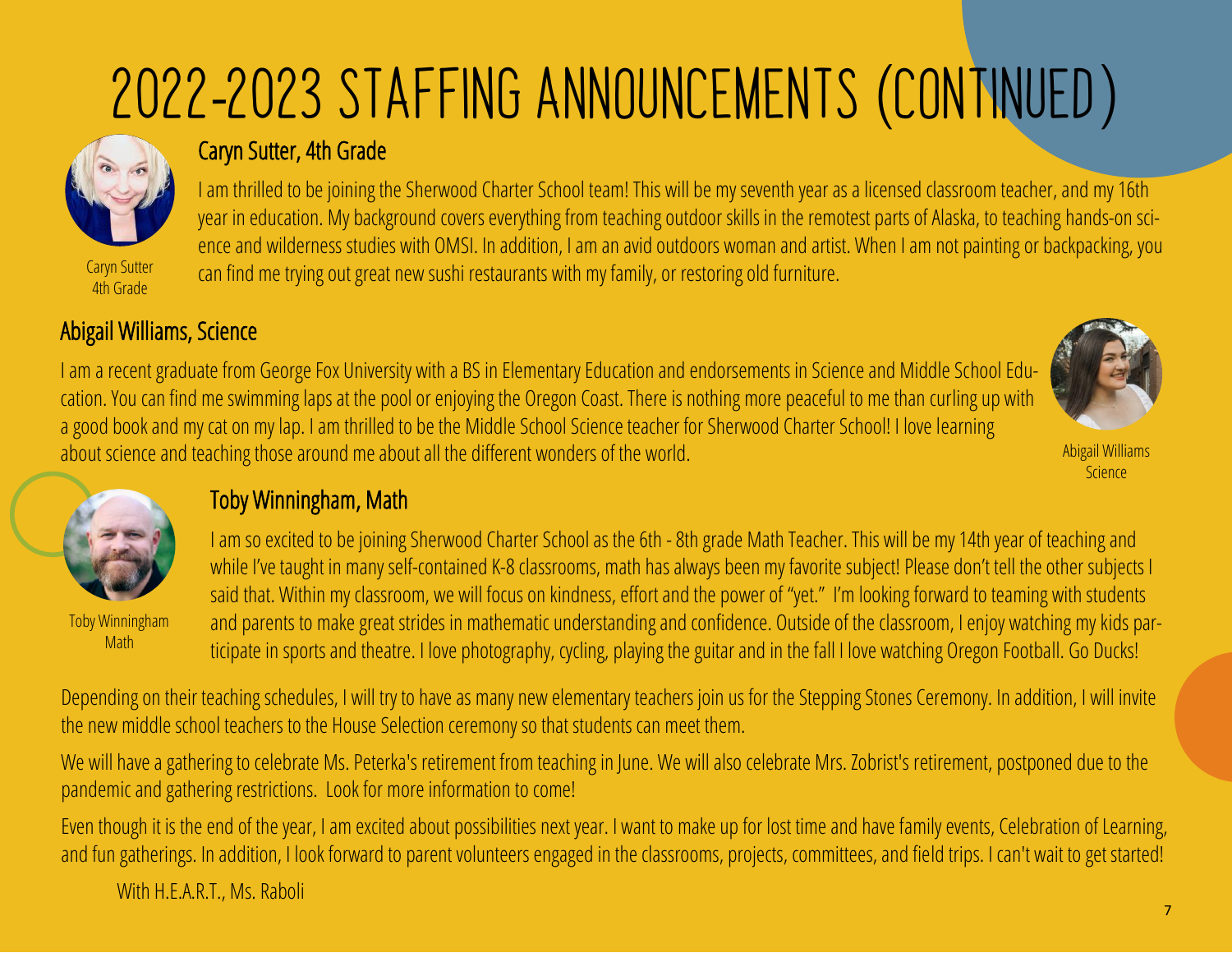# 2022-2023 STAFFING ANNOUNCEMENTS (CONTINUED)

Caryn Sutter
4th Grade

## Caryn Sutter, 4th Grade

I am thrilled to be joining the Sherwood Charter School team! This will be my seventh year as a licensed classroom teacher, and my 16th year in education. My background covers everything from teaching outdoor skills in the remotest parts of Alaska, to teaching hands-on science and wilderness studies with OMSI. In addition, I am an avid outdoors woman and artist. When I am not painting or backpacking, you can find me trying out great new sushi restaurants with my family, or restoring old furniture.

## Abigail Williams, Science

I am a recent graduate from George Fox University with a BS in Elementary Education and endorsements in Science and Middle School Education. You can find me swimming laps at the pool or enjoying the Oregon Coast. There is nothing more peaceful to me than curling up with a good book and my cat on my lap. I am thrilled to be the Middle School Science teacher for Sherwood Charter School! I love learning about science and teaching those around me about all the different wonders of the world.

Abigail Williams
Science

Toby Winningham
Math

## Toby Winningham, Math

I am so excited to be joining Sherwood Charter School as the 6th - 8th grade Math Teacher. This will be my 14th year of teaching and while I've taught in many self-contained K-8 classrooms, math has always been my favorite subject! Please don't tell the other subjects I said that. Within my classroom, we will focus on kindness, effort and the power of "yet." I'm looking forward to teaming with students and parents to make great strides in mathematic understanding and confidence. Outside of the classroom, I enjoy watching my kids participate in sports and theatre. I love photography, cycling, playing the guitar and in the fall I love watching Oregon Football. Go Ducks!

Depending on their teaching schedules, I will try to have as many new elementary teachers join us for the Stepping Stones Ceremony. In addition, I will invite the new middle school teachers to the House Selection ceremony so that students can meet them.

We will have a gathering to celebrate Ms. Peterka's retirement from teaching in June. We will also celebrate Mrs. Zobrist's retirement, postponed due to the pandemic and gathering restrictions. Look for more information to come!

Even though it is the end of the year, I am excited about possibilities next year. I want to make up for lost time and have family events, Celebration of Learning, and fun gatherings. In addition, I look forward to parent volunteers engaged in the classrooms, projects, committees, and field trips. I can't wait to get started!

With H.E.A.R.T., Ms. Raboli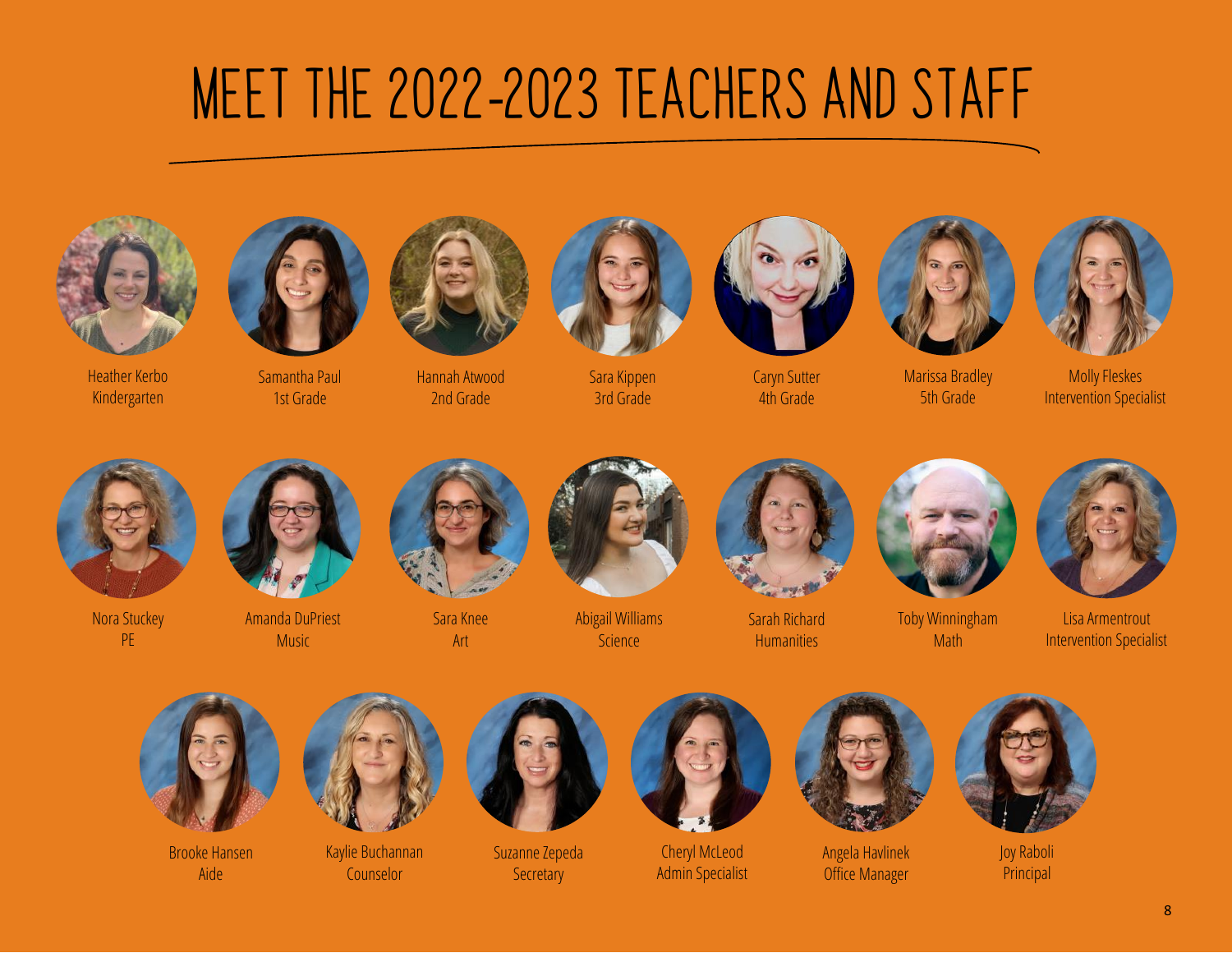# MEET THE 2022-2023 TEACHERS AND STAFF

Heather Kerbo
Kindergarten

Samantha Paul
1st Grade

Hannah Atwood
2nd Grade

Sara Kippen
3rd Grade

Caryn Sutter
4th Grade

Marissa Bradley
5th Grade

Molly Fleskes
Intervention Specialist

Nora Stuckey
PE

Amanda DuPriest
Music

Sara Knee
Art

Abigail Williams
Science

Sarah Richard
Humanities

Toby Winningham
Math

Lisa Armentrout
Intervention Specialist

Brooke Hansen
Aide

Kaylie Buchannan
Counselor

Suzanne Zepeda
Secretary

Cheryl McLeod
Admin Specialist

Angela Havlinek
Office Manager

Joy Raboli
Principal